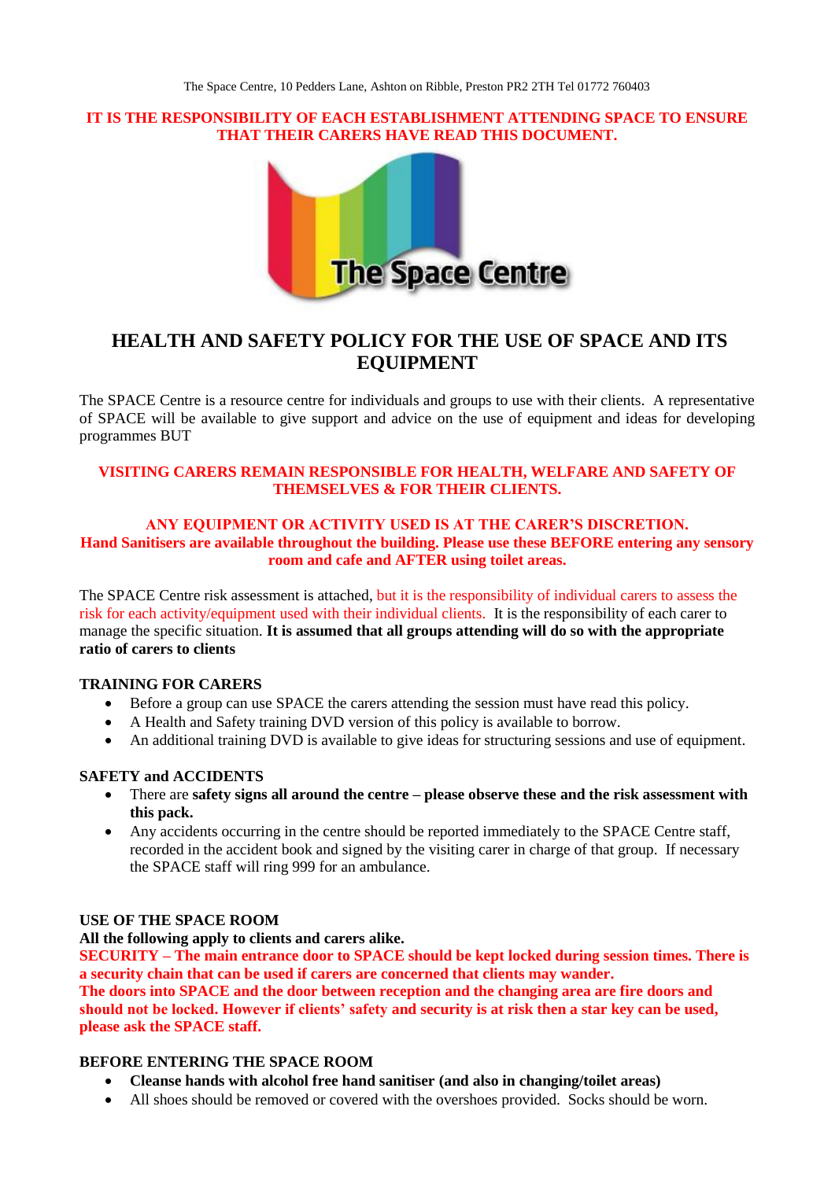The Space Centre, 10 Pedders Lane, Ashton on Ribble, Preston PR2 2TH Tel 01772 760403

**IT IS THE RESPONSIBILITY OF EACH ESTABLISHMENT ATTENDING SPACE TO ENSURE THAT THEIR CARERS HAVE READ THIS DOCUMENT.**

The Space Centre

# HEALTH AND SAFETY POLICY FOR THE USE OF SPACE AND ITS EQUIPMENT

The SPACE Centre is a resource centre for individuals and groups to use with their clients. A representative of SPACE will be available to give support and advice on the use of equipment and ideas for developing programmes BUT

**VISITING CARERS REMAIN RESPONSIBLE FOR HEALTH, WELFARE AND SAFETY OF THEMSELVES & FOR THEIR CLIENTS.**

**ANY EQUIPMENT OR ACTIVITY USED IS AT THE CARER'S DISCRETION.**
**Hand Sanitisers are available throughout the building. Please use these BEFORE entering any sensory room and cafe and AFTER using toilet areas.**

The SPACE Centre risk assessment is attached, but it is the responsibility of individual carers to assess the risk for each activity/equipment used with their individual clients. It is the responsibility of each carer to manage the specific situation. **It is assumed that all groups attending will do so with the appropriate ratio of carers to clients**

## TRAINING FOR CARERS

- Before a group can use SPACE the carers attending the session must have read this policy.
- A Health and Safety training DVD version of this policy is available to borrow.
- An additional training DVD is available to give ideas for structuring sessions and use of equipment.

## SAFETY and ACCIDENTS

- There are **safety signs all around the centre – please observe these and the risk assessment with this pack.**
- Any accidents occurring in the centre should be reported immediately to the SPACE Centre staff, recorded in the accident book and signed by the visiting carer in charge of that group. If necessary the SPACE staff will ring 999 for an ambulance.

## USE OF THE SPACE ROOM

**All the following apply to clients and carers alike.**

**SECURITY – The main entrance door to SPACE should be kept locked during session times. There is a security chain that can be used if carers are concerned that clients may wander.**

**The doors into SPACE and the door between reception and the changing area are fire doors and should not be locked. However if clients' safety and security is at risk then a star key can be used, please ask the SPACE staff.**

## BEFORE ENTERING THE SPACE ROOM

- **Cleanse hands with alcohol free hand sanitiser (and also in changing/toilet areas)**
- All shoes should be removed or covered with the overshoes provided. Socks should be worn.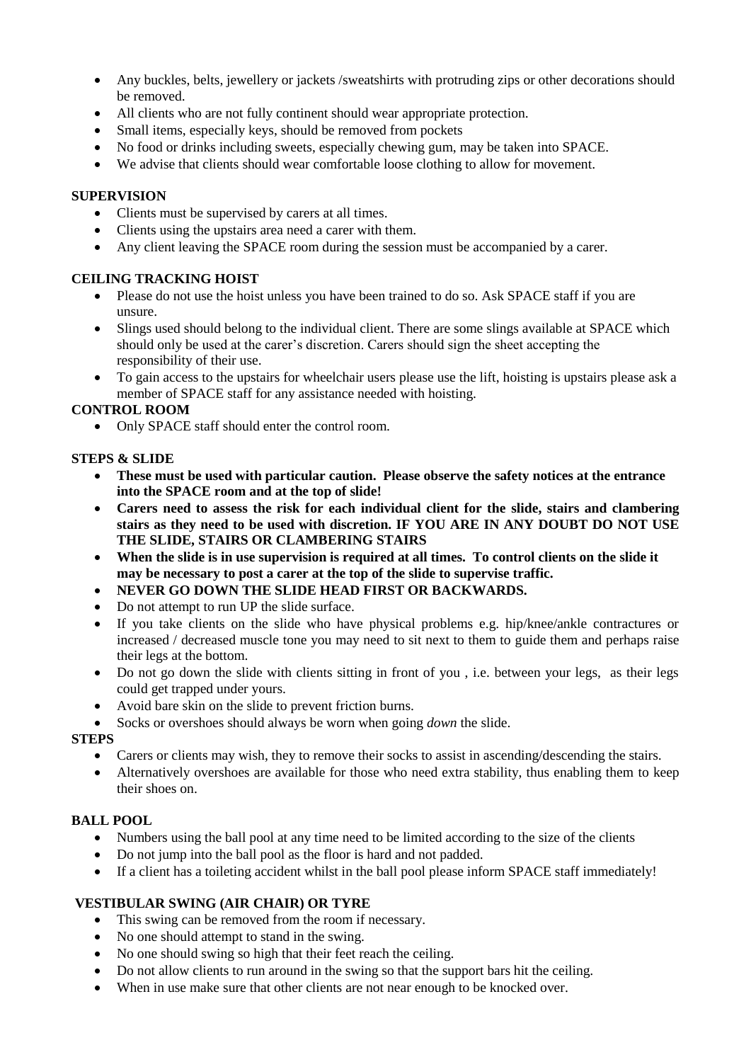- Any buckles, belts, jewellery or jackets /sweatshirts with protruding zips or other decorations should be removed.
- All clients who are not fully continent should wear appropriate protection.
- Small items, especially keys, should be removed from pockets
- No food or drinks including sweets, especially chewing gum, may be taken into SPACE.
- We advise that clients should wear comfortable loose clothing to allow for movement.

**SUPERVISION**

- Clients must be supervised by carers at all times.
- Clients using the upstairs area need a carer with them.
- Any client leaving the SPACE room during the session must be accompanied by a carer.

**CEILING TRACKING HOIST**

- Please do not use the hoist unless you have been trained to do so. Ask SPACE staff if you are unsure.
- Slings used should belong to the individual client. There are some slings available at SPACE which should only be used at the carer's discretion. Carers should sign the sheet accepting the responsibility of their use.
- To gain access to the upstairs for wheelchair users please use the lift, hoisting is upstairs please ask a member of SPACE staff for any assistance needed with hoisting.

**CONTROL ROOM**

- Only SPACE staff should enter the control room.

**STEPS & SLIDE**

- **These must be used with particular caution. Please observe the safety notices at the entrance into the SPACE room and at the top of slide!**
- **Carers need to assess the risk for each individual client for the slide, stairs and clambering stairs as they need to be used with discretion. IF YOU ARE IN ANY DOUBT DO NOT USE THE SLIDE, STAIRS OR CLAMBERING STAIRS**
- **When the slide is in use supervision is required at all times. To control clients on the slide it may be necessary to post a carer at the top of the slide to supervise traffic.**
- **NEVER GO DOWN THE SLIDE HEAD FIRST OR BACKWARDS.**
- Do not attempt to run UP the slide surface.
- If you take clients on the slide who have physical problems e.g. hip/knee/ankle contractures or increased / decreased muscle tone you may need to sit next to them to guide them and perhaps raise their legs at the bottom.
- Do not go down the slide with clients sitting in front of you , i.e. between your legs, as their legs could get trapped under yours.
- Avoid bare skin on the slide to prevent friction burns.
- Socks or overshoes should always be worn when going *down* the slide.

**STEPS**

- Carers or clients may wish, they to remove their socks to assist in ascending/descending the stairs.
- Alternatively overshoes are available for those who need extra stability, thus enabling them to keep their shoes on.

**BALL POOL**

- Numbers using the ball pool at any time need to be limited according to the size of the clients
- Do not jump into the ball pool as the floor is hard and not padded.
- If a client has a toileting accident whilst in the ball pool please inform SPACE staff immediately!

**VESTIBULAR SWING (AIR CHAIR) OR TYRE**

- This swing can be removed from the room if necessary.
- No one should attempt to stand in the swing.
- No one should swing so high that their feet reach the ceiling.
- Do not allow clients to run around in the swing so that the support bars hit the ceiling.
- When in use make sure that other clients are not near enough to be knocked over.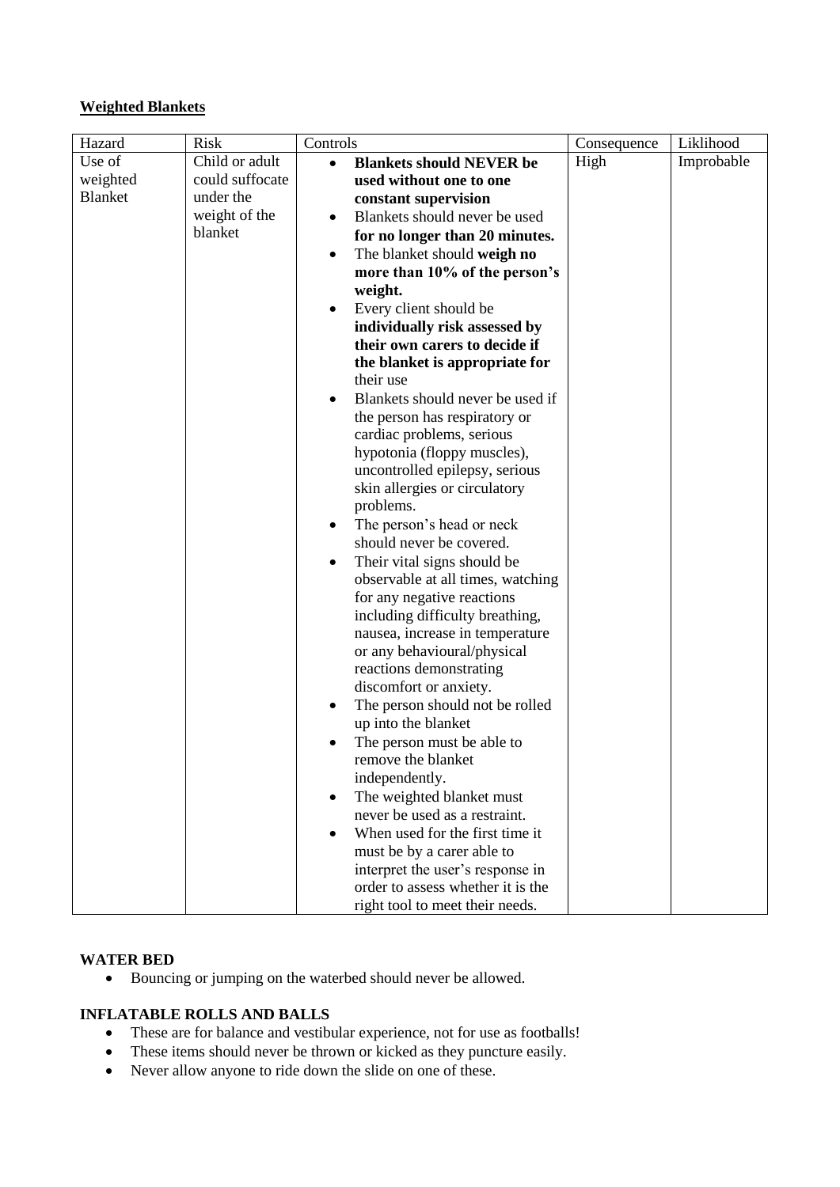**Weighted Blankets**

| Hazard | Risk | Controls | Consequence | Liklihood |
|---|---|---|---|---|
| Use of weighted Blanket | Child or adult could suffocate under the weight of the blanket | • **Blankets should NEVER be used without one to one constant supervision**<br>• Blankets should never be used **for no longer than 20 minutes.**<br>• The blanket should **weigh no more than 10% of the person's weight.**<br>• Every client should be **individually risk assessed by their own carers to decide if the blanket is appropriate for** their use<br>• Blankets should never be used if the person has respiratory or cardiac problems, serious hypotonia (floppy muscles), uncontrolled epilepsy, serious skin allergies or circulatory problems.<br>• The person's head or neck should never be covered.<br>• Their vital signs should be observable at all times, watching for any negative reactions including difficulty breathing, nausea, increase in temperature or any behavioural/physical reactions demonstrating discomfort or anxiety.<br>• The person should not be rolled up into the blanket<br>• The person must be able to remove the blanket independently.<br>• The weighted blanket must never be used as a restraint.<br>• When used for the first time it must be by a carer able to interpret the user's response in order to assess whether it is the right tool to meet their needs. | High | Improbable |

**WATER BED**

- Bouncing or jumping on the waterbed should never be allowed.

**INFLATABLE ROLLS AND BALLS**

- These are for balance and vestibular experience, not for use as footballs!
- These items should never be thrown or kicked as they puncture easily.
- Never allow anyone to ride down the slide on one of these.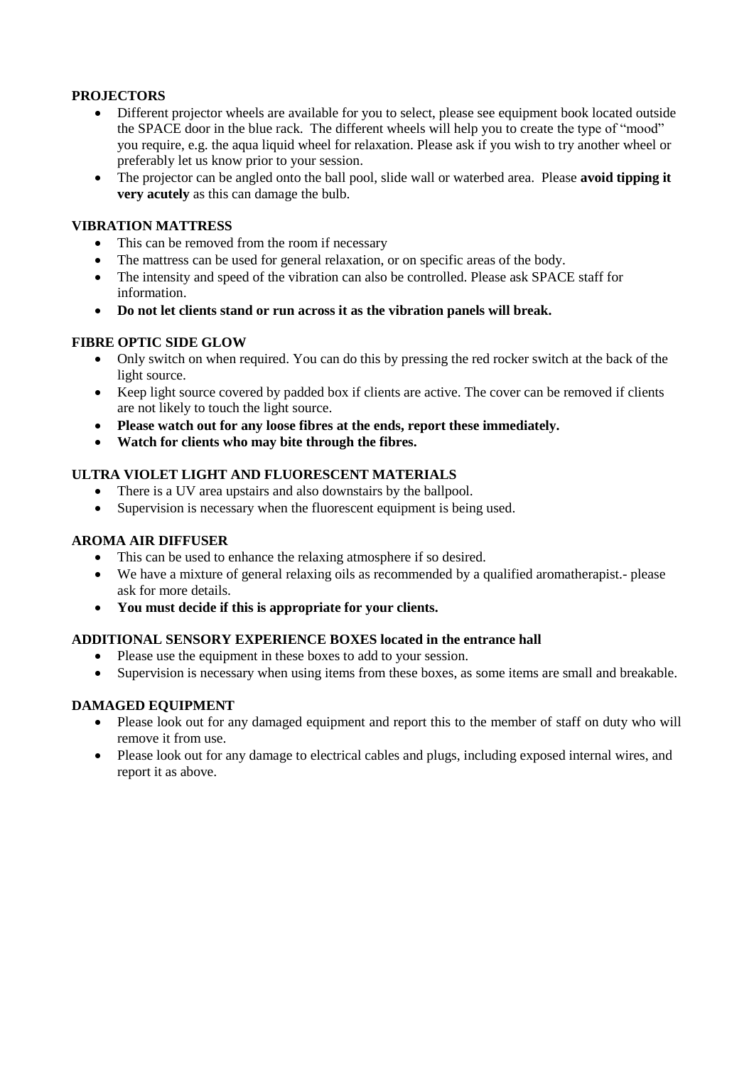**PROJECTORS**

- Different projector wheels are available for you to select, please see equipment book located outside the SPACE door in the blue rack. The different wheels will help you to create the type of "mood" you require, e.g. the aqua liquid wheel for relaxation. Please ask if you wish to try another wheel or preferably let us know prior to your session.
- The projector can be angled onto the ball pool, slide wall or waterbed area. Please **avoid tipping it very acutely** as this can damage the bulb.

**VIBRATION MATTRESS**

- This can be removed from the room if necessary
- The mattress can be used for general relaxation, or on specific areas of the body.
- The intensity and speed of the vibration can also be controlled. Please ask SPACE staff for information.
- **Do not let clients stand or run across it as the vibration panels will break.**

**FIBRE OPTIC SIDE GLOW**

- Only switch on when required. You can do this by pressing the red rocker switch at the back of the light source.
- Keep light source covered by padded box if clients are active. The cover can be removed if clients are not likely to touch the light source.
- **Please watch out for any loose fibres at the ends, report these immediately.**
- **Watch for clients who may bite through the fibres.**

**ULTRA VIOLET LIGHT AND FLUORESCENT MATERIALS**

- There is a UV area upstairs and also downstairs by the ballpool.
- Supervision is necessary when the fluorescent equipment is being used.

**AROMA AIR DIFFUSER**

- This can be used to enhance the relaxing atmosphere if so desired.
- We have a mixture of general relaxing oils as recommended by a qualified aromatherapist.- please ask for more details.
- **You must decide if this is appropriate for your clients.**

**ADDITIONAL SENSORY EXPERIENCE BOXES located in the entrance hall**

- Please use the equipment in these boxes to add to your session.
- Supervision is necessary when using items from these boxes, as some items are small and breakable.

**DAMAGED EQUIPMENT**

- Please look out for any damaged equipment and report this to the member of staff on duty who will remove it from use.
- Please look out for any damage to electrical cables and plugs, including exposed internal wires, and report it as above.